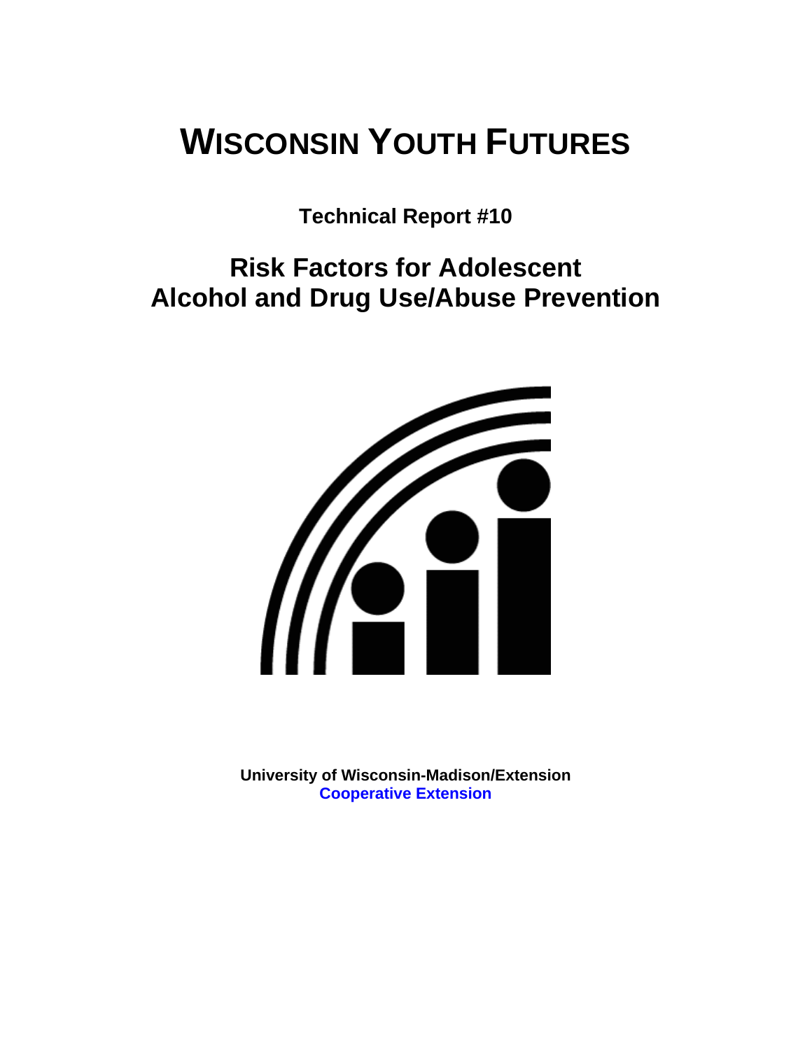# WISCONSIN YOUTH FUTURES

**Technical Report #10**

## Risk Factors for Adolescent Alcohol and Drug Use/Abuse Prevention

**University of Wisconsin-Madison/Extension**
**Cooperative Extension**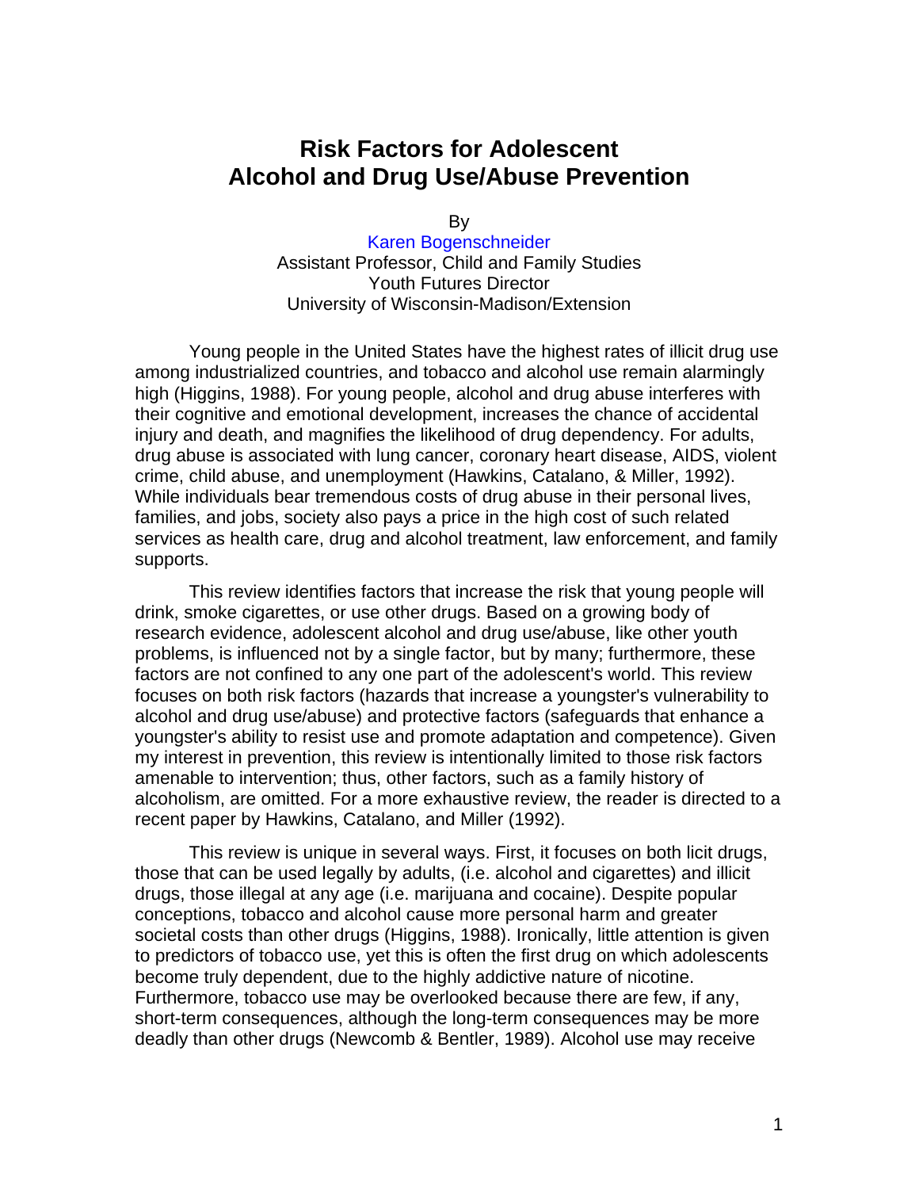# Risk Factors for Adolescent Alcohol and Drug Use/Abuse Prevention

By

Karen Bogenschneider
Assistant Professor, Child and Family Studies
Youth Futures Director
University of Wisconsin-Madison/Extension

Young people in the United States have the highest rates of illicit drug use among industrialized countries, and tobacco and alcohol use remain alarmingly high (Higgins, 1988). For young people, alcohol and drug abuse interferes with their cognitive and emotional development, increases the chance of accidental injury and death, and magnifies the likelihood of drug dependency. For adults, drug abuse is associated with lung cancer, coronary heart disease, AIDS, violent crime, child abuse, and unemployment (Hawkins, Catalano, & Miller, 1992). While individuals bear tremendous costs of drug abuse in their personal lives, families, and jobs, society also pays a price in the high cost of such related services as health care, drug and alcohol treatment, law enforcement, and family supports.

This review identifies factors that increase the risk that young people will drink, smoke cigarettes, or use other drugs. Based on a growing body of research evidence, adolescent alcohol and drug use/abuse, like other youth problems, is influenced not by a single factor, but by many; furthermore, these factors are not confined to any one part of the adolescent's world. This review focuses on both risk factors (hazards that increase a youngster's vulnerability to alcohol and drug use/abuse) and protective factors (safeguards that enhance a youngster's ability to resist use and promote adaptation and competence). Given my interest in prevention, this review is intentionally limited to those risk factors amenable to intervention; thus, other factors, such as a family history of alcoholism, are omitted. For a more exhaustive review, the reader is directed to a recent paper by Hawkins, Catalano, and Miller (1992).

This review is unique in several ways. First, it focuses on both licit drugs, those that can be used legally by adults, (i.e. alcohol and cigarettes) and illicit drugs, those illegal at any age (i.e. marijuana and cocaine). Despite popular conceptions, tobacco and alcohol cause more personal harm and greater societal costs than other drugs (Higgins, 1988). Ironically, little attention is given to predictors of tobacco use, yet this is often the first drug on which adolescents become truly dependent, due to the highly addictive nature of nicotine. Furthermore, tobacco use may be overlooked because there are few, if any, short-term consequences, although the long-term consequences may be more deadly than other drugs (Newcomb & Bentler, 1989). Alcohol use may receive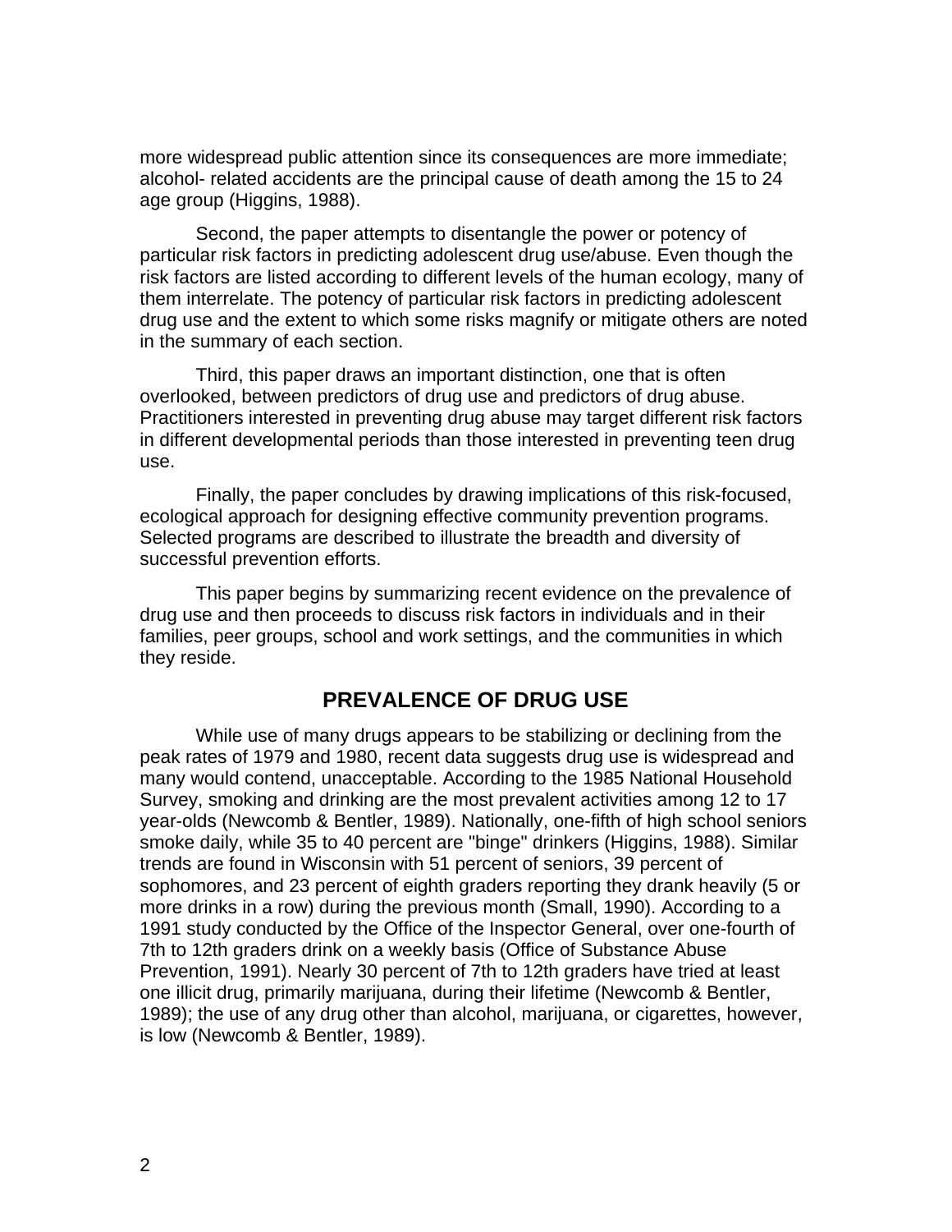more widespread public attention since its consequences are more immediate; alcohol- related accidents are the principal cause of death among the 15 to 24 age group (Higgins, 1988).

Second, the paper attempts to disentangle the power or potency of particular risk factors in predicting adolescent drug use/abuse. Even though the risk factors are listed according to different levels of the human ecology, many of them interrelate. The potency of particular risk factors in predicting adolescent drug use and the extent to which some risks magnify or mitigate others are noted in the summary of each section.

Third, this paper draws an important distinction, one that is often overlooked, between predictors of drug use and predictors of drug abuse. Practitioners interested in preventing drug abuse may target different risk factors in different developmental periods than those interested in preventing teen drug use.

Finally, the paper concludes by drawing implications of this risk-focused, ecological approach for designing effective community prevention programs. Selected programs are described to illustrate the breadth and diversity of successful prevention efforts.

This paper begins by summarizing recent evidence on the prevalence of drug use and then proceeds to discuss risk factors in individuals and in their families, peer groups, school and work settings, and the communities in which they reside.

## PREVALENCE OF DRUG USE

While use of many drugs appears to be stabilizing or declining from the peak rates of 1979 and 1980, recent data suggests drug use is widespread and many would contend, unacceptable. According to the 1985 National Household Survey, smoking and drinking are the most prevalent activities among 12 to 17 year-olds (Newcomb & Bentler, 1989). Nationally, one-fifth of high school seniors smoke daily, while 35 to 40 percent are "binge" drinkers (Higgins, 1988). Similar trends are found in Wisconsin with 51 percent of seniors, 39 percent of sophomores, and 23 percent of eighth graders reporting they drank heavily (5 or more drinks in a row) during the previous month (Small, 1990). According to a 1991 study conducted by the Office of the Inspector General, over one-fourth of 7th to 12th graders drink on a weekly basis (Office of Substance Abuse Prevention, 1991). Nearly 30 percent of 7th to 12th graders have tried at least one illicit drug, primarily marijuana, during their lifetime (Newcomb & Bentler, 1989); the use of any drug other than alcohol, marijuana, or cigarettes, however, is low (Newcomb & Bentler, 1989).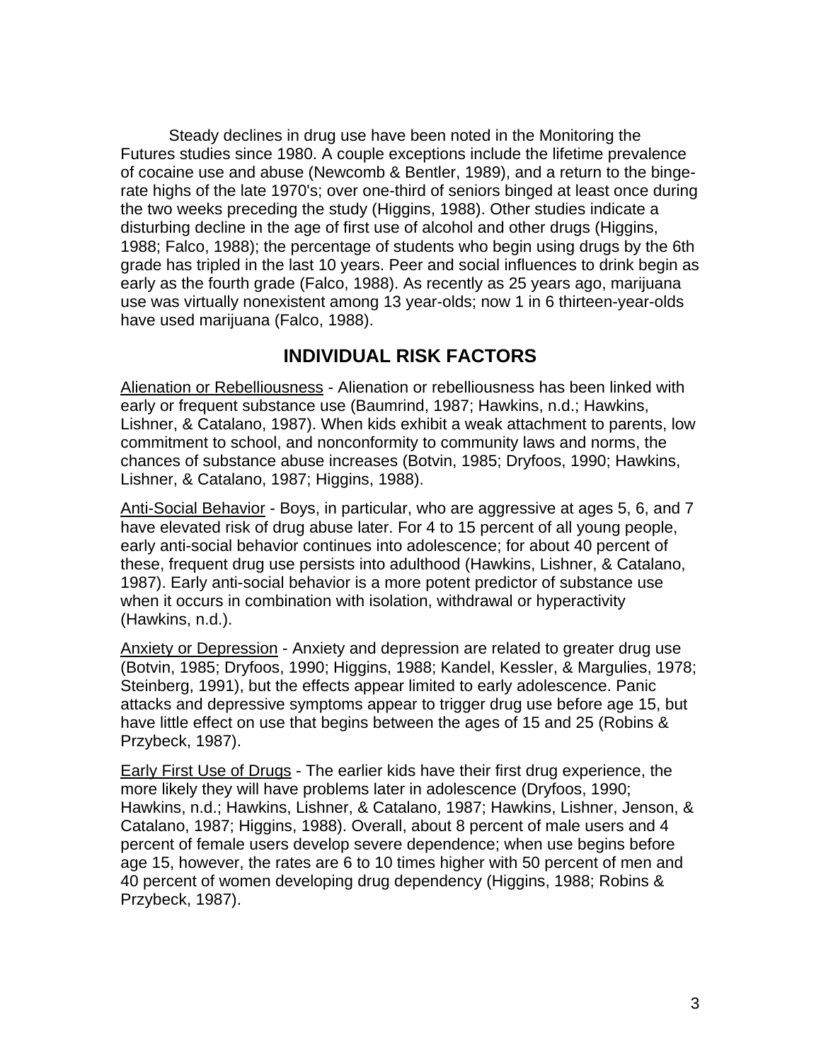Steady declines in drug use have been noted in the Monitoring the Futures studies since 1980. A couple exceptions include the lifetime prevalence of cocaine use and abuse (Newcomb & Bentler, 1989), and a return to the binge-rate highs of the late 1970's; over one-third of seniors binged at least once during the two weeks preceding the study (Higgins, 1988). Other studies indicate a disturbing decline in the age of first use of alcohol and other drugs (Higgins, 1988; Falco, 1988); the percentage of students who begin using drugs by the 6th grade has tripled in the last 10 years. Peer and social influences to drink begin as early as the fourth grade (Falco, 1988). As recently as 25 years ago, marijuana use was virtually nonexistent among 13 year-olds; now 1 in 6 thirteen-year-olds have used marijuana (Falco, 1988).

## INDIVIDUAL RISK FACTORS

Alienation or Rebelliousness - Alienation or rebelliousness has been linked with early or frequent substance use (Baumrind, 1987; Hawkins, n.d.; Hawkins, Lishner, & Catalano, 1987). When kids exhibit a weak attachment to parents, low commitment to school, and nonconformity to community laws and norms, the chances of substance abuse increases (Botvin, 1985; Dryfoos, 1990; Hawkins, Lishner, & Catalano, 1987; Higgins, 1988).

Anti-Social Behavior - Boys, in particular, who are aggressive at ages 5, 6, and 7 have elevated risk of drug abuse later. For 4 to 15 percent of all young people, early anti-social behavior continues into adolescence; for about 40 percent of these, frequent drug use persists into adulthood (Hawkins, Lishner, & Catalano, 1987). Early anti-social behavior is a more potent predictor of substance use when it occurs in combination with isolation, withdrawal or hyperactivity (Hawkins, n.d.).

Anxiety or Depression - Anxiety and depression are related to greater drug use (Botvin, 1985; Dryfoos, 1990; Higgins, 1988; Kandel, Kessler, & Margulies, 1978; Steinberg, 1991), but the effects appear limited to early adolescence. Panic attacks and depressive symptoms appear to trigger drug use before age 15, but have little effect on use that begins between the ages of 15 and 25 (Robins & Przybeck, 1987).

Early First Use of Drugs - The earlier kids have their first drug experience, the more likely they will have problems later in adolescence (Dryfoos, 1990; Hawkins, n.d.; Hawkins, Lishner, & Catalano, 1987; Hawkins, Lishner, Jenson, & Catalano, 1987; Higgins, 1988). Overall, about 8 percent of male users and 4 percent of female users develop severe dependence; when use begins before age 15, however, the rates are 6 to 10 times higher with 50 percent of men and 40 percent of women developing drug dependency (Higgins, 1988; Robins & Przybeck, 1987).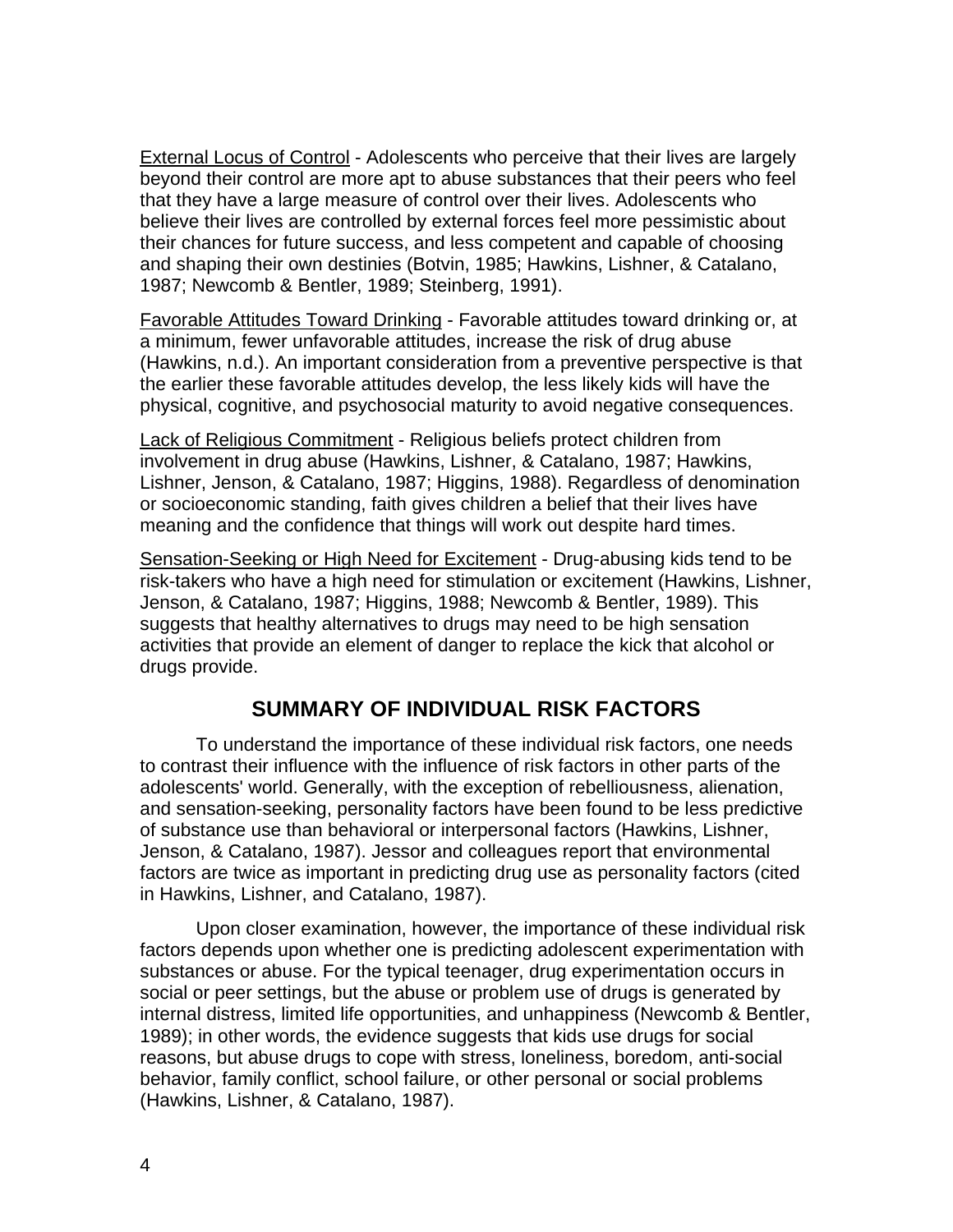External Locus of Control - Adolescents who perceive that their lives are largely beyond their control are more apt to abuse substances that their peers who feel that they have a large measure of control over their lives. Adolescents who believe their lives are controlled by external forces feel more pessimistic about their chances for future success, and less competent and capable of choosing and shaping their own destinies (Botvin, 1985; Hawkins, Lishner, & Catalano, 1987; Newcomb & Bentler, 1989; Steinberg, 1991).

Favorable Attitudes Toward Drinking - Favorable attitudes toward drinking or, at a minimum, fewer unfavorable attitudes, increase the risk of drug abuse (Hawkins, n.d.). An important consideration from a preventive perspective is that the earlier these favorable attitudes develop, the less likely kids will have the physical, cognitive, and psychosocial maturity to avoid negative consequences.

Lack of Religious Commitment - Religious beliefs protect children from involvement in drug abuse (Hawkins, Lishner, & Catalano, 1987; Hawkins, Lishner, Jenson, & Catalano, 1987; Higgins, 1988). Regardless of denomination or socioeconomic standing, faith gives children a belief that their lives have meaning and the confidence that things will work out despite hard times.

Sensation-Seeking or High Need for Excitement - Drug-abusing kids tend to be risk-takers who have a high need for stimulation or excitement (Hawkins, Lishner, Jenson, & Catalano, 1987; Higgins, 1988; Newcomb & Bentler, 1989). This suggests that healthy alternatives to drugs may need to be high sensation activities that provide an element of danger to replace the kick that alcohol or drugs provide.

## SUMMARY OF INDIVIDUAL RISK FACTORS

To understand the importance of these individual risk factors, one needs to contrast their influence with the influence of risk factors in other parts of the adolescents' world. Generally, with the exception of rebelliousness, alienation, and sensation-seeking, personality factors have been found to be less predictive of substance use than behavioral or interpersonal factors (Hawkins, Lishner, Jenson, & Catalano, 1987). Jessor and colleagues report that environmental factors are twice as important in predicting drug use as personality factors (cited in Hawkins, Lishner, and Catalano, 1987).

Upon closer examination, however, the importance of these individual risk factors depends upon whether one is predicting adolescent experimentation with substances or abuse. For the typical teenager, drug experimentation occurs in social or peer settings, but the abuse or problem use of drugs is generated by internal distress, limited life opportunities, and unhappiness (Newcomb & Bentler, 1989); in other words, the evidence suggests that kids use drugs for social reasons, but abuse drugs to cope with stress, loneliness, boredom, anti-social behavior, family conflict, school failure, or other personal or social problems (Hawkins, Lishner, & Catalano, 1987).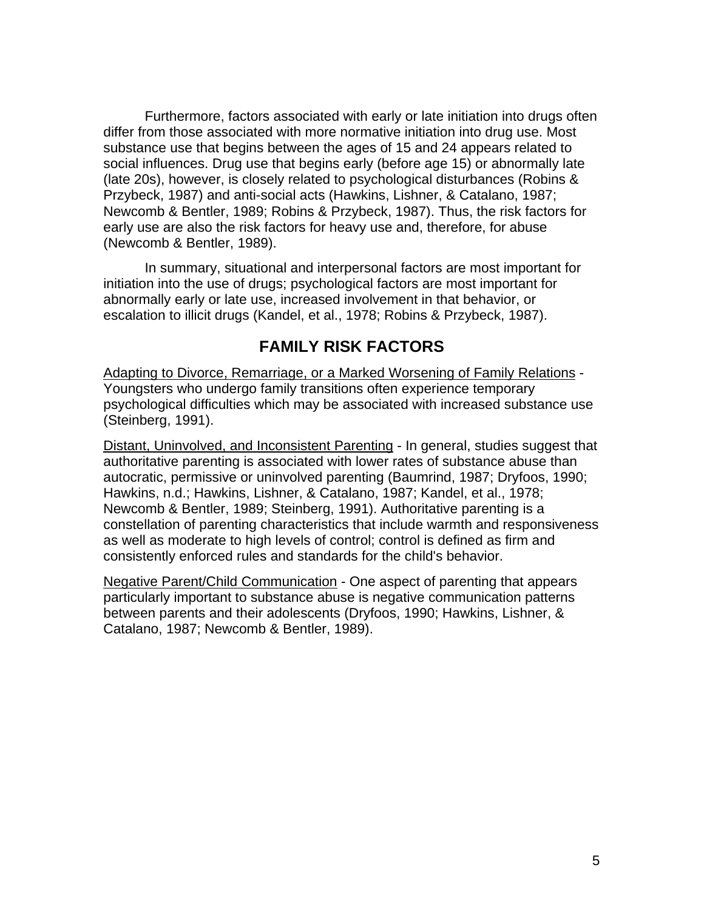Furthermore, factors associated with early or late initiation into drugs often differ from those associated with more normative initiation into drug use. Most substance use that begins between the ages of 15 and 24 appears related to social influences. Drug use that begins early (before age 15) or abnormally late (late 20s), however, is closely related to psychological disturbances (Robins & Przybeck, 1987) and anti-social acts (Hawkins, Lishner, & Catalano, 1987; Newcomb & Bentler, 1989; Robins & Przybeck, 1987). Thus, the risk factors for early use are also the risk factors for heavy use and, therefore, for abuse (Newcomb & Bentler, 1989).

In summary, situational and interpersonal factors are most important for initiation into the use of drugs; psychological factors are most important for abnormally early or late use, increased involvement in that behavior, or escalation to illicit drugs (Kandel, et al., 1978; Robins & Przybeck, 1987).

## FAMILY RISK FACTORS

<u>Adapting to Divorce, Remarriage, or a Marked Worsening of Family Relations</u> - Youngsters who undergo family transitions often experience temporary psychological difficulties which may be associated with increased substance use (Steinberg, 1991).

<u>Distant, Uninvolved, and Inconsistent Parenting</u> - In general, studies suggest that authoritative parenting is associated with lower rates of substance abuse than autocratic, permissive or uninvolved parenting (Baumrind, 1987; Dryfoos, 1990; Hawkins, n.d.; Hawkins, Lishner, & Catalano, 1987; Kandel, et al., 1978; Newcomb & Bentler, 1989; Steinberg, 1991). Authoritative parenting is a constellation of parenting characteristics that include warmth and responsiveness as well as moderate to high levels of control; control is defined as firm and consistently enforced rules and standards for the child's behavior.

<u>Negative Parent/Child Communication</u> - One aspect of parenting that appears particularly important to substance abuse is negative communication patterns between parents and their adolescents (Dryfoos, 1990; Hawkins, Lishner, & Catalano, 1987; Newcomb & Bentler, 1989).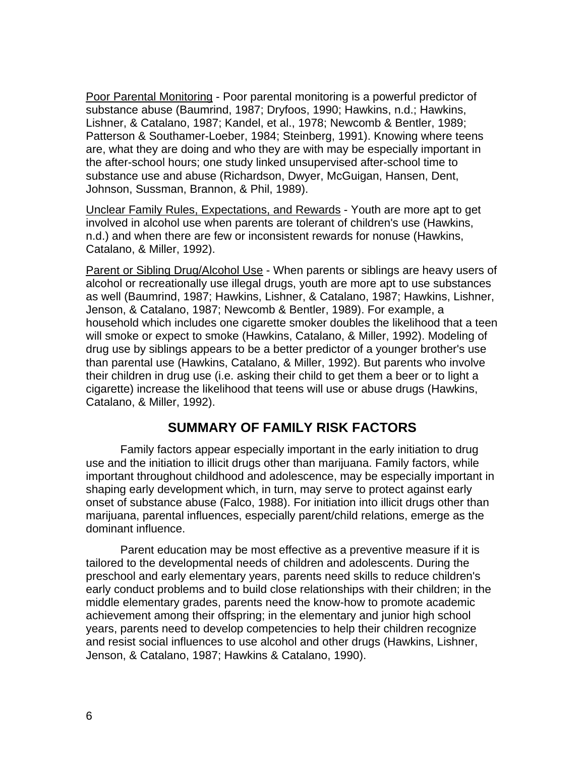Poor Parental Monitoring - Poor parental monitoring is a powerful predictor of substance abuse (Baumrind, 1987; Dryfoos, 1990; Hawkins, n.d.; Hawkins, Lishner, & Catalano, 1987; Kandel, et al., 1978; Newcomb & Bentler, 1989; Patterson & Southamer-Loeber, 1984; Steinberg, 1991). Knowing where teens are, what they are doing and who they are with may be especially important in the after-school hours; one study linked unsupervised after-school time to substance use and abuse (Richardson, Dwyer, McGuigan, Hansen, Dent, Johnson, Sussman, Brannon, & Phil, 1989).

Unclear Family Rules, Expectations, and Rewards - Youth are more apt to get involved in alcohol use when parents are tolerant of children's use (Hawkins, n.d.) and when there are few or inconsistent rewards for nonuse (Hawkins, Catalano, & Miller, 1992).

Parent or Sibling Drug/Alcohol Use - When parents or siblings are heavy users of alcohol or recreationally use illegal drugs, youth are more apt to use substances as well (Baumrind, 1987; Hawkins, Lishner, & Catalano, 1987; Hawkins, Lishner, Jenson, & Catalano, 1987; Newcomb & Bentler, 1989). For example, a household which includes one cigarette smoker doubles the likelihood that a teen will smoke or expect to smoke (Hawkins, Catalano, & Miller, 1992). Modeling of drug use by siblings appears to be a better predictor of a younger brother's use than parental use (Hawkins, Catalano, & Miller, 1992). But parents who involve their children in drug use (i.e. asking their child to get them a beer or to light a cigarette) increase the likelihood that teens will use or abuse drugs (Hawkins, Catalano, & Miller, 1992).

## SUMMARY OF FAMILY RISK FACTORS

Family factors appear especially important in the early initiation to drug use and the initiation to illicit drugs other than marijuana. Family factors, while important throughout childhood and adolescence, may be especially important in shaping early development which, in turn, may serve to protect against early onset of substance abuse (Falco, 1988). For initiation into illicit drugs other than marijuana, parental influences, especially parent/child relations, emerge as the dominant influence.

Parent education may be most effective as a preventive measure if it is tailored to the developmental needs of children and adolescents. During the preschool and early elementary years, parents need skills to reduce children's early conduct problems and to build close relationships with their children; in the middle elementary grades, parents need the know-how to promote academic achievement among their offspring; in the elementary and junior high school years, parents need to develop competencies to help their children recognize and resist social influences to use alcohol and other drugs (Hawkins, Lishner, Jenson, & Catalano, 1987; Hawkins & Catalano, 1990).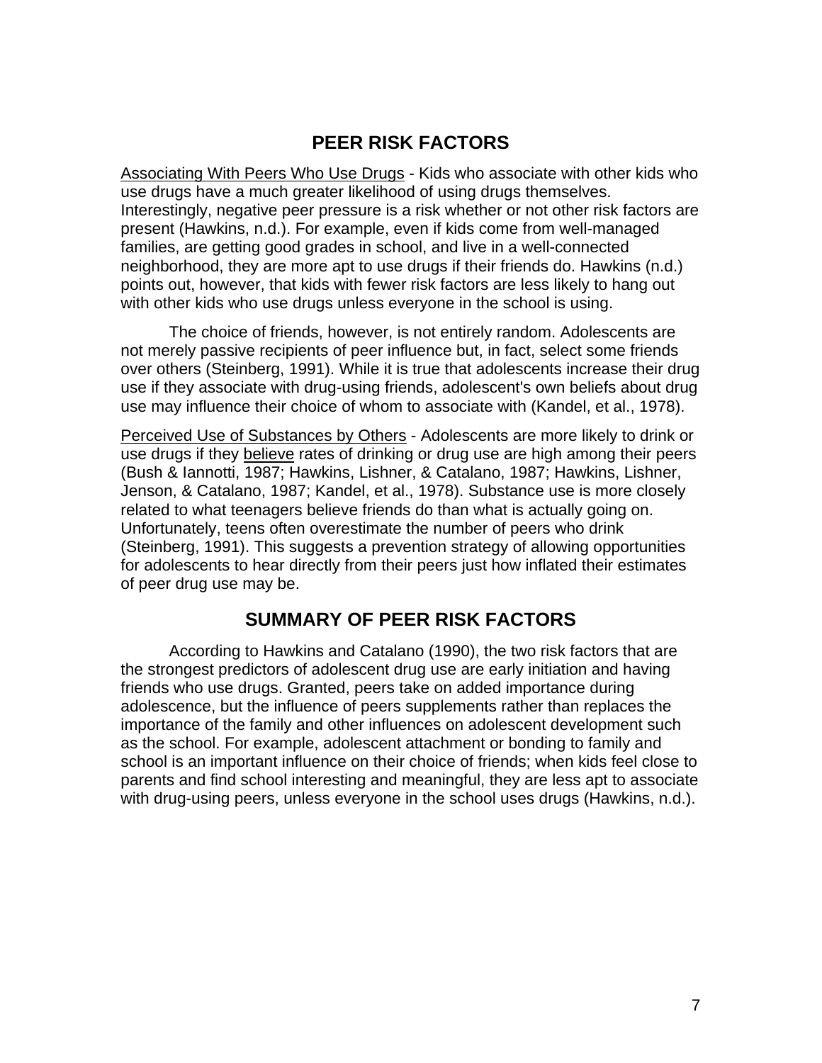## PEER RISK FACTORS

<u>Associating With Peers Who Use Drugs</u> - Kids who associate with other kids who use drugs have a much greater likelihood of using drugs themselves. Interestingly, negative peer pressure is a risk whether or not other risk factors are present (Hawkins, n.d.). For example, even if kids come from well-managed families, are getting good grades in school, and live in a well-connected neighborhood, they are more apt to use drugs if their friends do. Hawkins (n.d.) points out, however, that kids with fewer risk factors are less likely to hang out with other kids who use drugs unless everyone in the school is using.

The choice of friends, however, is not entirely random. Adolescents are not merely passive recipients of peer influence but, in fact, select some friends over others (Steinberg, 1991). While it is true that adolescents increase their drug use if they associate with drug-using friends, adolescent's own beliefs about drug use may influence their choice of whom to associate with (Kandel, et al., 1978).

<u>Perceived Use of Substances by Others</u> - Adolescents are more likely to drink or use drugs if they <u>believe</u> rates of drinking or drug use are high among their peers (Bush & Iannotti, 1987; Hawkins, Lishner, & Catalano, 1987; Hawkins, Lishner, Jenson, & Catalano, 1987; Kandel, et al., 1978). Substance use is more closely related to what teenagers believe friends do than what is actually going on. Unfortunately, teens often overestimate the number of peers who drink (Steinberg, 1991). This suggests a prevention strategy of allowing opportunities for adolescents to hear directly from their peers just how inflated their estimates of peer drug use may be.

## SUMMARY OF PEER RISK FACTORS

According to Hawkins and Catalano (1990), the two risk factors that are the strongest predictors of adolescent drug use are early initiation and having friends who use drugs. Granted, peers take on added importance during adolescence, but the influence of peers supplements rather than replaces the importance of the family and other influences on adolescent development such as the school. For example, adolescent attachment or bonding to family and school is an important influence on their choice of friends; when kids feel close to parents and find school interesting and meaningful, they are less apt to associate with drug-using peers, unless everyone in the school uses drugs (Hawkins, n.d.).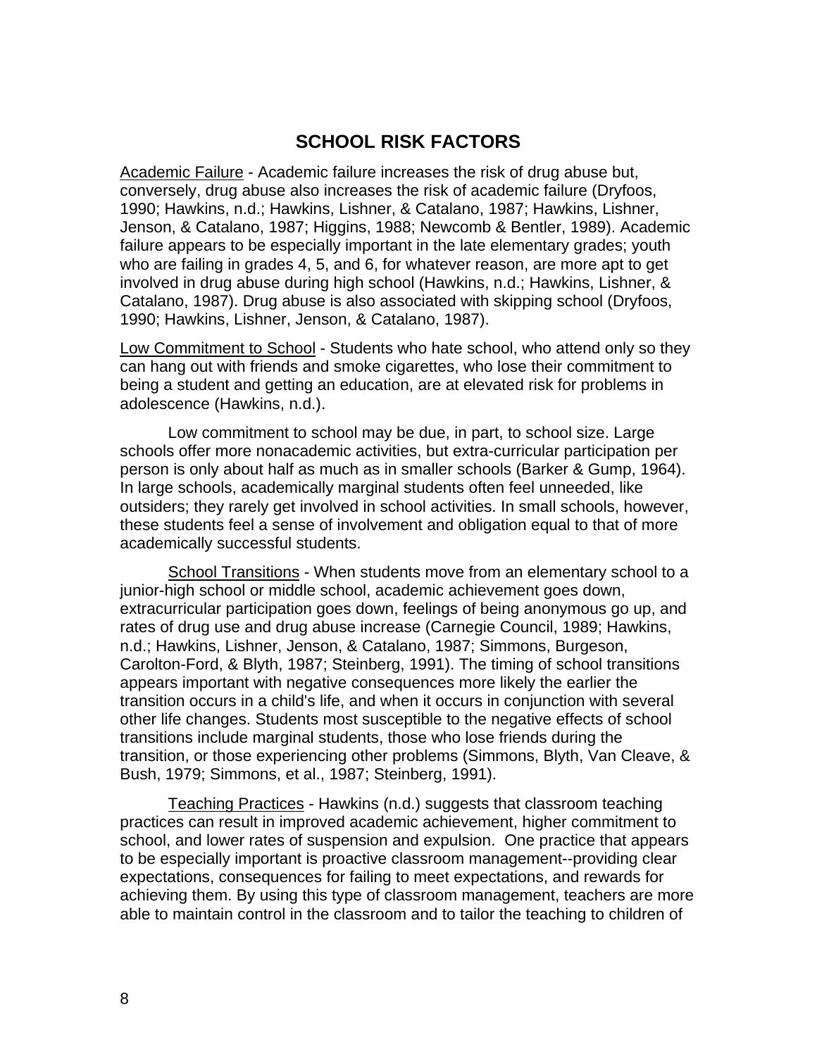## SCHOOL RISK FACTORS

Academic Failure - Academic failure increases the risk of drug abuse but, conversely, drug abuse also increases the risk of academic failure (Dryfoos, 1990; Hawkins, n.d.; Hawkins, Lishner, & Catalano, 1987; Hawkins, Lishner, Jenson, & Catalano, 1987; Higgins, 1988; Newcomb & Bentler, 1989). Academic failure appears to be especially important in the late elementary grades; youth who are failing in grades 4, 5, and 6, for whatever reason, are more apt to get involved in drug abuse during high school (Hawkins, n.d.; Hawkins, Lishner, & Catalano, 1987). Drug abuse is also associated with skipping school (Dryfoos, 1990; Hawkins, Lishner, Jenson, & Catalano, 1987).

Low Commitment to School - Students who hate school, who attend only so they can hang out with friends and smoke cigarettes, who lose their commitment to being a student and getting an education, are at elevated risk for problems in adolescence (Hawkins, n.d.).

Low commitment to school may be due, in part, to school size. Large schools offer more nonacademic activities, but extra-curricular participation per person is only about half as much as in smaller schools (Barker & Gump, 1964). In large schools, academically marginal students often feel unneeded, like outsiders; they rarely get involved in school activities. In small schools, however, these students feel a sense of involvement and obligation equal to that of more academically successful students.

School Transitions - When students move from an elementary school to a junior-high school or middle school, academic achievement goes down, extracurricular participation goes down, feelings of being anonymous go up, and rates of drug use and drug abuse increase (Carnegie Council, 1989; Hawkins, n.d.; Hawkins, Lishner, Jenson, & Catalano, 1987; Simmons, Burgeson, Carolton-Ford, & Blyth, 1987; Steinberg, 1991). The timing of school transitions appears important with negative consequences more likely the earlier the transition occurs in a child's life, and when it occurs in conjunction with several other life changes. Students most susceptible to the negative effects of school transitions include marginal students, those who lose friends during the transition, or those experiencing other problems (Simmons, Blyth, Van Cleave, & Bush, 1979; Simmons, et al., 1987; Steinberg, 1991).

Teaching Practices - Hawkins (n.d.) suggests that classroom teaching practices can result in improved academic achievement, higher commitment to school, and lower rates of suspension and expulsion. One practice that appears to be especially important is proactive classroom management--providing clear expectations, consequences for failing to meet expectations, and rewards for achieving them. By using this type of classroom management, teachers are more able to maintain control in the classroom and to tailor the teaching to children of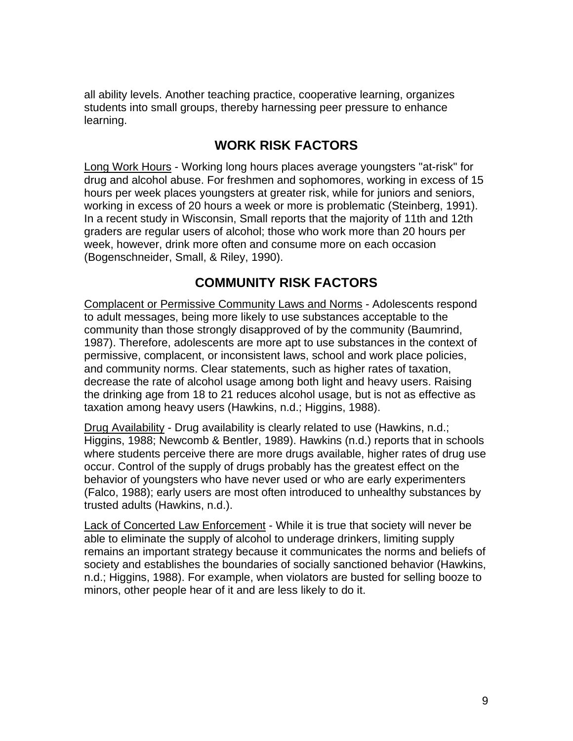all ability levels. Another teaching practice, cooperative learning, organizes students into small groups, thereby harnessing peer pressure to enhance learning.

## WORK RISK FACTORS

<u>Long Work Hours</u> - Working long hours places average youngsters "at-risk" for drug and alcohol abuse. For freshmen and sophomores, working in excess of 15 hours per week places youngsters at greater risk, while for juniors and seniors, working in excess of 20 hours a week or more is problematic (Steinberg, 1991). In a recent study in Wisconsin, Small reports that the majority of 11th and 12th graders are regular users of alcohol; those who work more than 20 hours per week, however, drink more often and consume more on each occasion (Bogenschneider, Small, & Riley, 1990).

## COMMUNITY RISK FACTORS

<u>Complacent or Permissive Community Laws and Norms</u> - Adolescents respond to adult messages, being more likely to use substances acceptable to the community than those strongly disapproved of by the community (Baumrind, 1987). Therefore, adolescents are more apt to use substances in the context of permissive, complacent, or inconsistent laws, school and work place policies, and community norms. Clear statements, such as higher rates of taxation, decrease the rate of alcohol usage among both light and heavy users. Raising the drinking age from 18 to 21 reduces alcohol usage, but is not as effective as taxation among heavy users (Hawkins, n.d.; Higgins, 1988).

<u>Drug Availability</u> - Drug availability is clearly related to use (Hawkins, n.d.; Higgins, 1988; Newcomb & Bentler, 1989). Hawkins (n.d.) reports that in schools where students perceive there are more drugs available, higher rates of drug use occur. Control of the supply of drugs probably has the greatest effect on the behavior of youngsters who have never used or who are early experimenters (Falco, 1988); early users are most often introduced to unhealthy substances by trusted adults (Hawkins, n.d.).

<u>Lack of Concerted Law Enforcement</u> - While it is true that society will never be able to eliminate the supply of alcohol to underage drinkers, limiting supply remains an important strategy because it communicates the norms and beliefs of society and establishes the boundaries of socially sanctioned behavior (Hawkins, n.d.; Higgins, 1988). For example, when violators are busted for selling booze to minors, other people hear of it and are less likely to do it.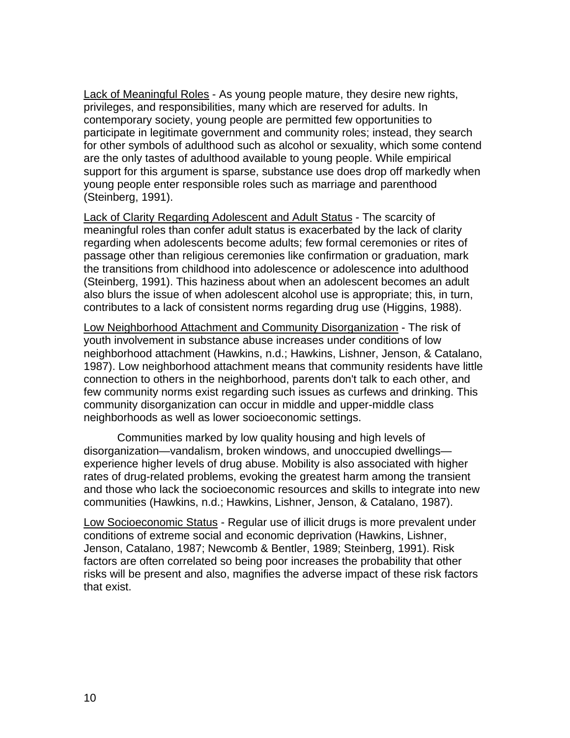<u>Lack of Meaningful Roles</u> - As young people mature, they desire new rights, privileges, and responsibilities, many which are reserved for adults. In contemporary society, young people are permitted few opportunities to participate in legitimate government and community roles; instead, they search for other symbols of adulthood such as alcohol or sexuality, which some contend are the only tastes of adulthood available to young people. While empirical support for this argument is sparse, substance use does drop off markedly when young people enter responsible roles such as marriage and parenthood (Steinberg, 1991).

<u>Lack of Clarity Regarding Adolescent and Adult Status</u> - The scarcity of meaningful roles than confer adult status is exacerbated by the lack of clarity regarding when adolescents become adults; few formal ceremonies or rites of passage other than religious ceremonies like confirmation or graduation, mark the transitions from childhood into adolescence or adolescence into adulthood (Steinberg, 1991). This haziness about when an adolescent becomes an adult also blurs the issue of when adolescent alcohol use is appropriate; this, in turn, contributes to a lack of consistent norms regarding drug use (Higgins, 1988).

<u>Low Neighborhood Attachment and Community Disorganization</u> - The risk of youth involvement in substance abuse increases under conditions of low neighborhood attachment (Hawkins, n.d.; Hawkins, Lishner, Jenson, & Catalano, 1987). Low neighborhood attachment means that community residents have little connection to others in the neighborhood, parents don't talk to each other, and few community norms exist regarding such issues as curfews and drinking. This community disorganization can occur in middle and upper-middle class neighborhoods as well as lower socioeconomic settings.

Communities marked by low quality housing and high levels of disorganization—vandalism, broken windows, and unoccupied dwellings—experience higher levels of drug abuse. Mobility is also associated with higher rates of drug-related problems, evoking the greatest harm among the transient and those who lack the socioeconomic resources and skills to integrate into new communities (Hawkins, n.d.; Hawkins, Lishner, Jenson, & Catalano, 1987).

<u>Low Socioeconomic Status</u> - Regular use of illicit drugs is more prevalent under conditions of extreme social and economic deprivation (Hawkins, Lishner, Jenson, Catalano, 1987; Newcomb & Bentler, 1989; Steinberg, 1991). Risk factors are often correlated so being poor increases the probability that other risks will be present and also, magnifies the adverse impact of these risk factors that exist.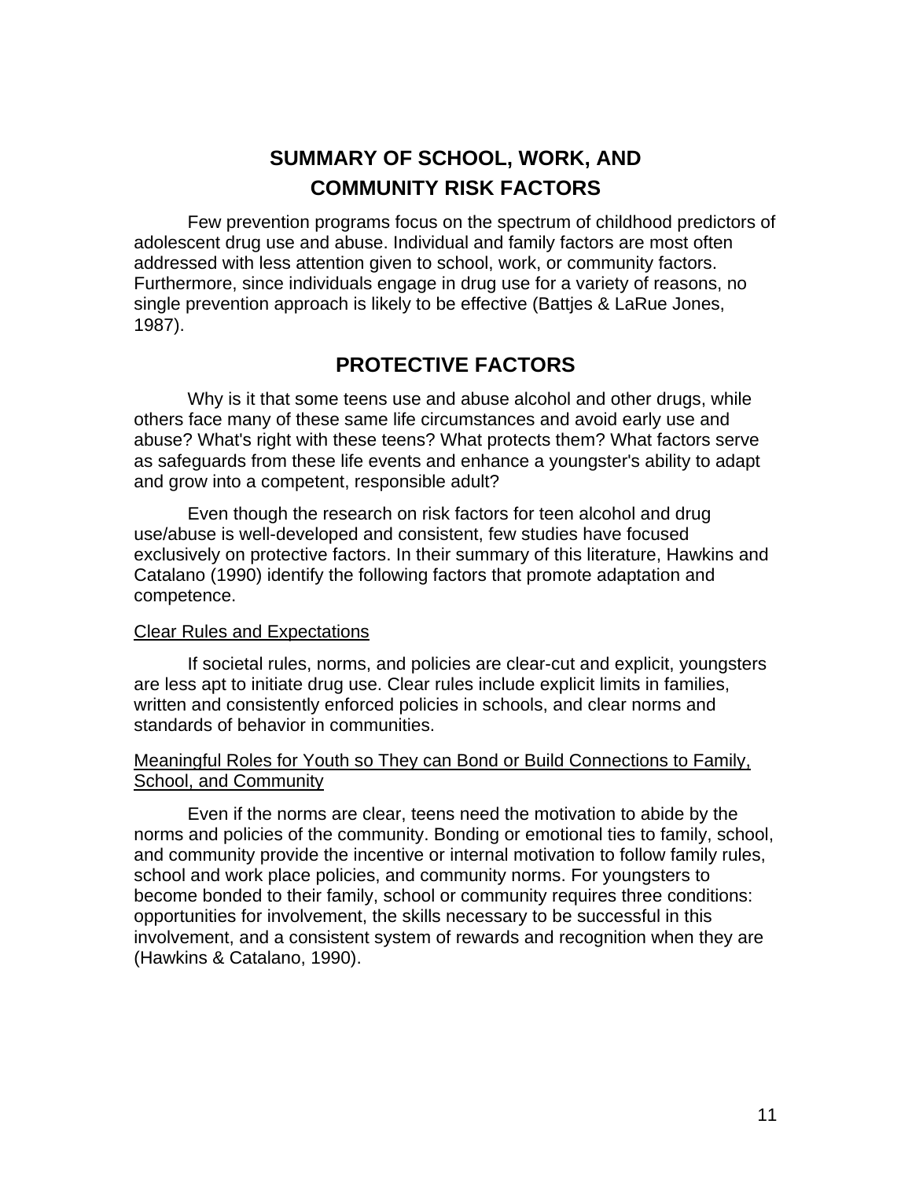## SUMMARY OF SCHOOL, WORK, AND COMMUNITY RISK FACTORS

Few prevention programs focus on the spectrum of childhood predictors of adolescent drug use and abuse. Individual and family factors are most often addressed with less attention given to school, work, or community factors. Furthermore, since individuals engage in drug use for a variety of reasons, no single prevention approach is likely to be effective (Battjes & LaRue Jones, 1987).

## PROTECTIVE FACTORS

Why is it that some teens use and abuse alcohol and other drugs, while others face many of these same life circumstances and avoid early use and abuse? What's right with these teens? What protects them? What factors serve as safeguards from these life events and enhance a youngster's ability to adapt and grow into a competent, responsible adult?

Even though the research on risk factors for teen alcohol and drug use/abuse is well-developed and consistent, few studies have focused exclusively on protective factors. In their summary of this literature, Hawkins and Catalano (1990) identify the following factors that promote adaptation and competence.

<u>Clear Rules and Expectations</u>

If societal rules, norms, and policies are clear-cut and explicit, youngsters are less apt to initiate drug use. Clear rules include explicit limits in families, written and consistently enforced policies in schools, and clear norms and standards of behavior in communities.

<u>Meaningful Roles for Youth so They can Bond or Build Connections to Family, School, and Community</u>

Even if the norms are clear, teens need the motivation to abide by the norms and policies of the community. Bonding or emotional ties to family, school, and community provide the incentive or internal motivation to follow family rules, school and work place policies, and community norms. For youngsters to become bonded to their family, school or community requires three conditions: opportunities for involvement, the skills necessary to be successful in this involvement, and a consistent system of rewards and recognition when they are (Hawkins & Catalano, 1990).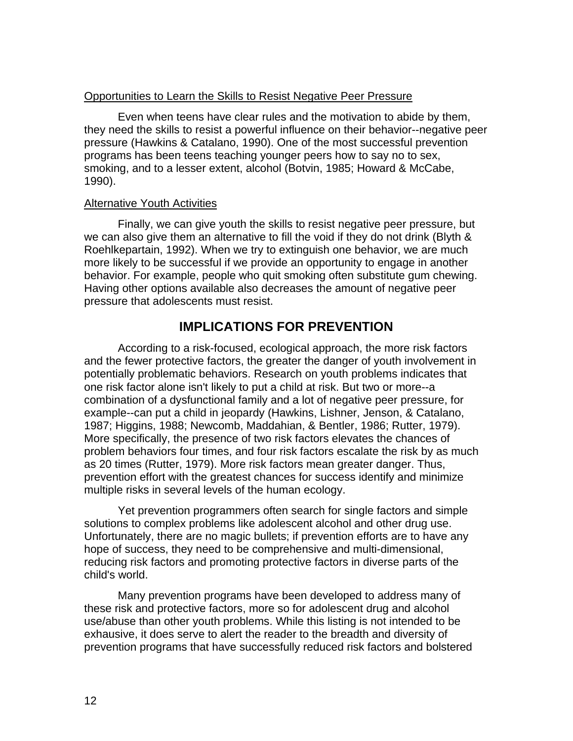Opportunities to Learn the Skills to Resist Negative Peer Pressure

Even when teens have clear rules and the motivation to abide by them, they need the skills to resist a powerful influence on their behavior--negative peer pressure (Hawkins & Catalano, 1990). One of the most successful prevention programs has been teens teaching younger peers how to say no to sex, smoking, and to a lesser extent, alcohol (Botvin, 1985; Howard & McCabe, 1990).

Alternative Youth Activities

Finally, we can give youth the skills to resist negative peer pressure, but we can also give them an alternative to fill the void if they do not drink (Blyth & Roehlkepartain, 1992). When we try to extinguish one behavior, we are much more likely to be successful if we provide an opportunity to engage in another behavior. For example, people who quit smoking often substitute gum chewing. Having other options available also decreases the amount of negative peer pressure that adolescents must resist.

## IMPLICATIONS FOR PREVENTION

According to a risk-focused, ecological approach, the more risk factors and the fewer protective factors, the greater the danger of youth involvement in potentially problematic behaviors. Research on youth problems indicates that one risk factor alone isn't likely to put a child at risk. But two or more--a combination of a dysfunctional family and a lot of negative peer pressure, for example--can put a child in jeopardy (Hawkins, Lishner, Jenson, & Catalano, 1987; Higgins, 1988; Newcomb, Maddahian, & Bentler, 1986; Rutter, 1979). More specifically, the presence of two risk factors elevates the chances of problem behaviors four times, and four risk factors escalate the risk by as much as 20 times (Rutter, 1979). More risk factors mean greater danger. Thus, prevention effort with the greatest chances for success identify and minimize multiple risks in several levels of the human ecology.

Yet prevention programmers often search for single factors and simple solutions to complex problems like adolescent alcohol and other drug use. Unfortunately, there are no magic bullets; if prevention efforts are to have any hope of success, they need to be comprehensive and multi-dimensional, reducing risk factors and promoting protective factors in diverse parts of the child's world.

Many prevention programs have been developed to address many of these risk and protective factors, more so for adolescent drug and alcohol use/abuse than other youth problems. While this listing is not intended to be exhausive, it does serve to alert the reader to the breadth and diversity of prevention programs that have successfully reduced risk factors and bolstered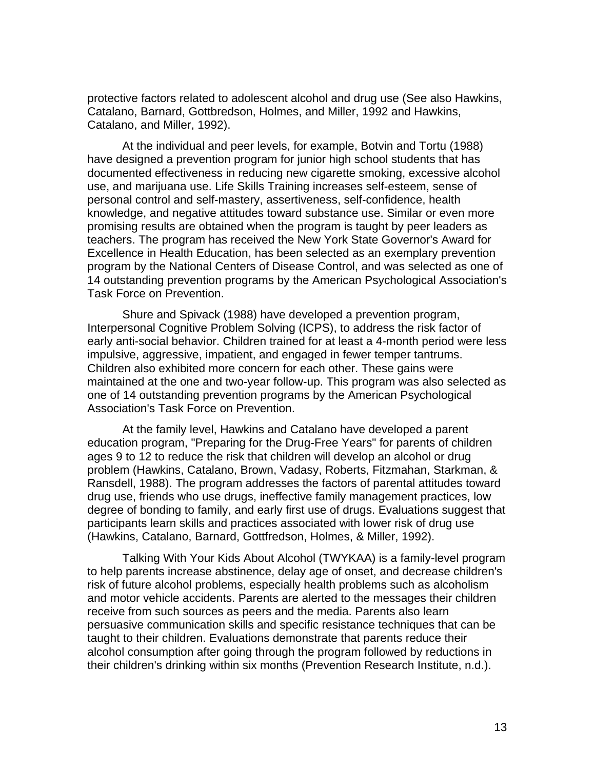protective factors related to adolescent alcohol and drug use (See also Hawkins, Catalano, Barnard, Gottbredson, Holmes, and Miller, 1992 and Hawkins, Catalano, and Miller, 1992).

At the individual and peer levels, for example, Botvin and Tortu (1988) have designed a prevention program for junior high school students that has documented effectiveness in reducing new cigarette smoking, excessive alcohol use, and marijuana use. Life Skills Training increases self-esteem, sense of personal control and self-mastery, assertiveness, self-confidence, health knowledge, and negative attitudes toward substance use. Similar or even more promising results are obtained when the program is taught by peer leaders as teachers. The program has received the New York State Governor's Award for Excellence in Health Education, has been selected as an exemplary prevention program by the National Centers of Disease Control, and was selected as one of 14 outstanding prevention programs by the American Psychological Association's Task Force on Prevention.

Shure and Spivack (1988) have developed a prevention program, Interpersonal Cognitive Problem Solving (ICPS), to address the risk factor of early anti-social behavior. Children trained for at least a 4-month period were less impulsive, aggressive, impatient, and engaged in fewer temper tantrums. Children also exhibited more concern for each other. These gains were maintained at the one and two-year follow-up. This program was also selected as one of 14 outstanding prevention programs by the American Psychological Association's Task Force on Prevention.

At the family level, Hawkins and Catalano have developed a parent education program, "Preparing for the Drug-Free Years" for parents of children ages 9 to 12 to reduce the risk that children will develop an alcohol or drug problem (Hawkins, Catalano, Brown, Vadasy, Roberts, Fitzmahan, Starkman, & Ransdell, 1988). The program addresses the factors of parental attitudes toward drug use, friends who use drugs, ineffective family management practices, low degree of bonding to family, and early first use of drugs. Evaluations suggest that participants learn skills and practices associated with lower risk of drug use (Hawkins, Catalano, Barnard, Gottfredson, Holmes, & Miller, 1992).

Talking With Your Kids About Alcohol (TWYKAA) is a family-level program to help parents increase abstinence, delay age of onset, and decrease children's risk of future alcohol problems, especially health problems such as alcoholism and motor vehicle accidents. Parents are alerted to the messages their children receive from such sources as peers and the media. Parents also learn persuasive communication skills and specific resistance techniques that can be taught to their children. Evaluations demonstrate that parents reduce their alcohol consumption after going through the program followed by reductions in their children's drinking within six months (Prevention Research Institute, n.d.).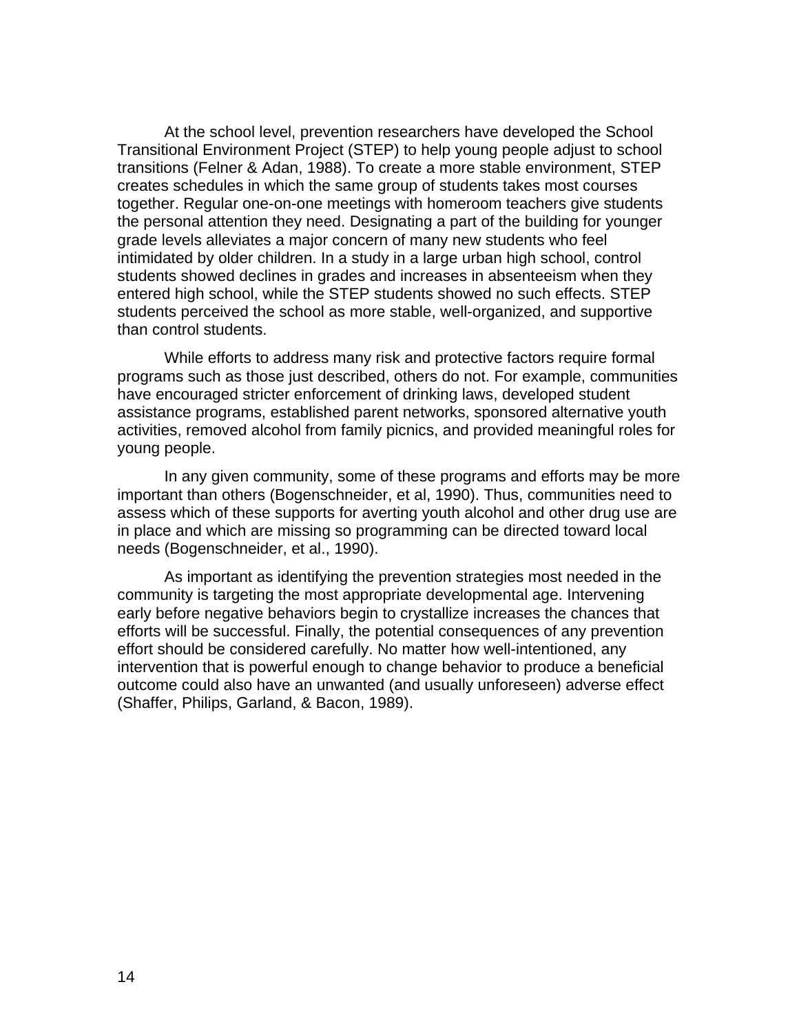At the school level, prevention researchers have developed the School Transitional Environment Project (STEP) to help young people adjust to school transitions (Felner & Adan, 1988). To create a more stable environment, STEP creates schedules in which the same group of students takes most courses together. Regular one-on-one meetings with homeroom teachers give students the personal attention they need. Designating a part of the building for younger grade levels alleviates a major concern of many new students who feel intimidated by older children. In a study in a large urban high school, control students showed declines in grades and increases in absenteeism when they entered high school, while the STEP students showed no such effects. STEP students perceived the school as more stable, well-organized, and supportive than control students.

While efforts to address many risk and protective factors require formal programs such as those just described, others do not. For example, communities have encouraged stricter enforcement of drinking laws, developed student assistance programs, established parent networks, sponsored alternative youth activities, removed alcohol from family picnics, and provided meaningful roles for young people.

In any given community, some of these programs and efforts may be more important than others (Bogenschneider, et al, 1990). Thus, communities need to assess which of these supports for averting youth alcohol and other drug use are in place and which are missing so programming can be directed toward local needs (Bogenschneider, et al., 1990).

As important as identifying the prevention strategies most needed in the community is targeting the most appropriate developmental age. Intervening early before negative behaviors begin to crystallize increases the chances that efforts will be successful. Finally, the potential consequences of any prevention effort should be considered carefully. No matter how well-intentioned, any intervention that is powerful enough to change behavior to produce a beneficial outcome could also have an unwanted (and usually unforeseen) adverse effect (Shaffer, Philips, Garland, & Bacon, 1989).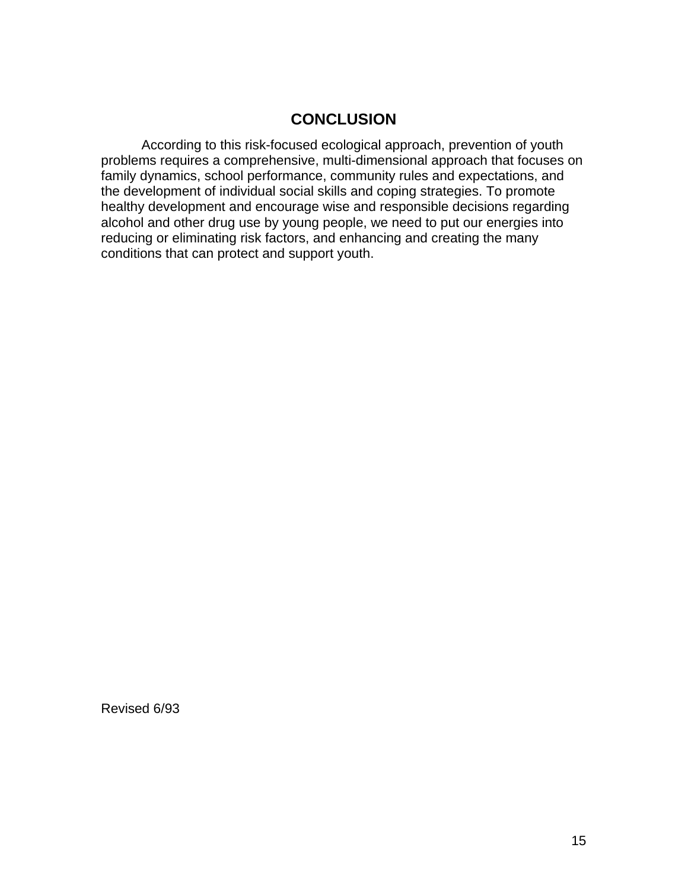## CONCLUSION

According to this risk-focused ecological approach, prevention of youth problems requires a comprehensive, multi-dimensional approach that focuses on family dynamics, school performance, community rules and expectations, and the development of individual social skills and coping strategies. To promote healthy development and encourage wise and responsible decisions regarding alcohol and other drug use by young people, we need to put our energies into reducing or eliminating risk factors, and enhancing and creating the many conditions that can protect and support youth.

Revised 6/93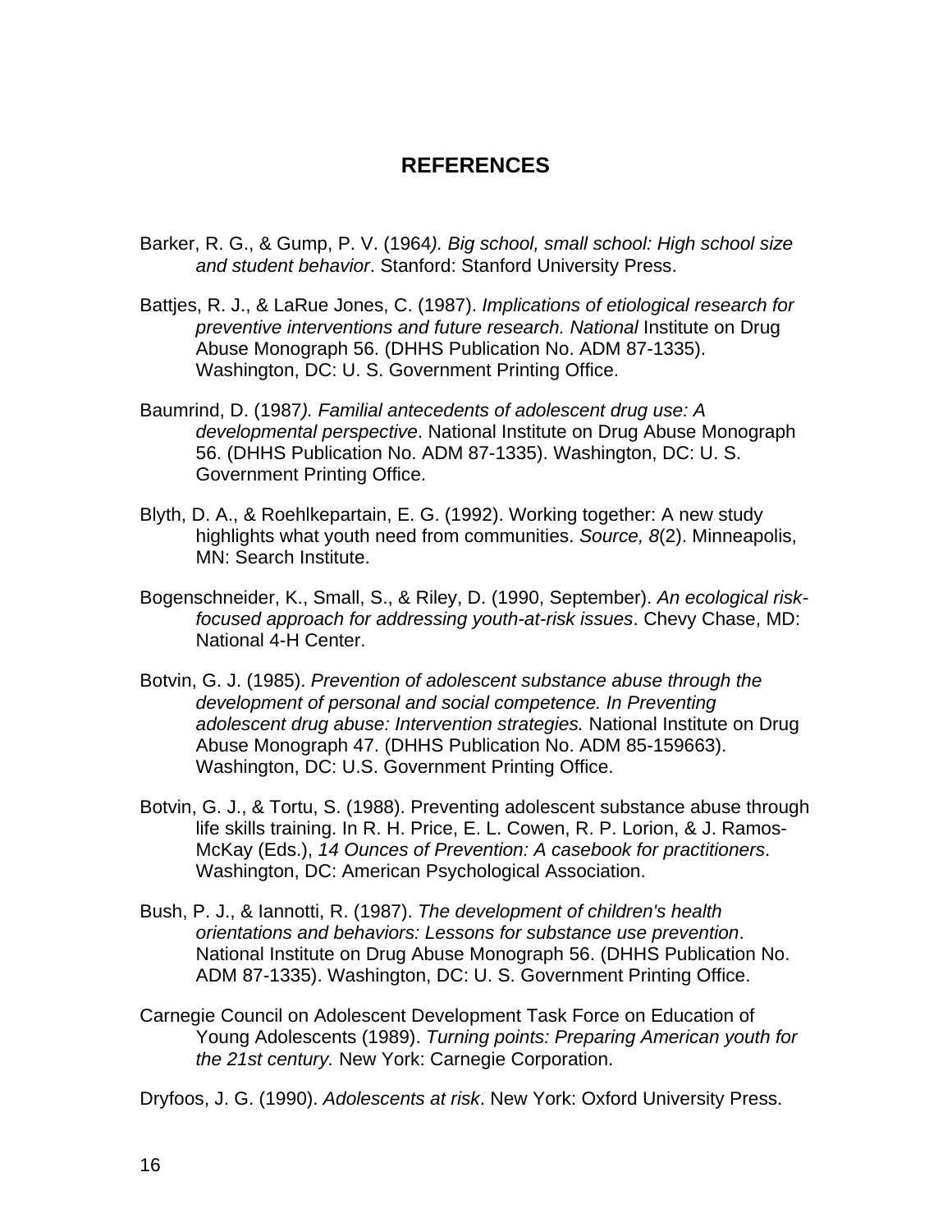## REFERENCES

Barker, R. G., & Gump, P. V. (1964). *Big school, small school: High school size and student behavior*. Stanford: Stanford University Press.

Battjes, R. J., & LaRue Jones, C. (1987). *Implications of etiological research for preventive interventions and future research. National* Institute on Drug Abuse Monograph 56. (DHHS Publication No. ADM 87-1335). Washington, DC: U. S. Government Printing Office.

Baumrind, D. (1987). *Familial antecedents of adolescent drug use: A developmental perspective*. National Institute on Drug Abuse Monograph 56. (DHHS Publication No. ADM 87-1335). Washington, DC: U. S. Government Printing Office.

Blyth, D. A., & Roehlkepartain, E. G. (1992). Working together: A new study highlights what youth need from communities. *Source, 8*(2). Minneapolis, MN: Search Institute.

Bogenschneider, K., Small, S., & Riley, D. (1990, September). *An ecological risk-focused approach for addressing youth-at-risk issues*. Chevy Chase, MD: National 4-H Center.

Botvin, G. J. (1985). *Prevention of adolescent substance abuse through the development of personal and social competence. In Preventing adolescent drug abuse: Intervention strategies.* National Institute on Drug Abuse Monograph 47. (DHHS Publication No. ADM 85-159663). Washington, DC: U.S. Government Printing Office.

Botvin, G. J., & Tortu, S. (1988). Preventing adolescent substance abuse through life skills training. In R. H. Price, E. L. Cowen, R. P. Lorion, & J. Ramos-McKay (Eds.), *14 Ounces of Prevention: A casebook for practitioners*. Washington, DC: American Psychological Association.

Bush, P. J., & Iannotti, R. (1987). *The development of children's health orientations and behaviors: Lessons for substance use prevention*. National Institute on Drug Abuse Monograph 56. (DHHS Publication No. ADM 87-1335). Washington, DC: U. S. Government Printing Office.

Carnegie Council on Adolescent Development Task Force on Education of Young Adolescents (1989). *Turning points: Preparing American youth for the 21st century.* New York: Carnegie Corporation.

Dryfoos, J. G. (1990). *Adolescents at risk*. New York: Oxford University Press.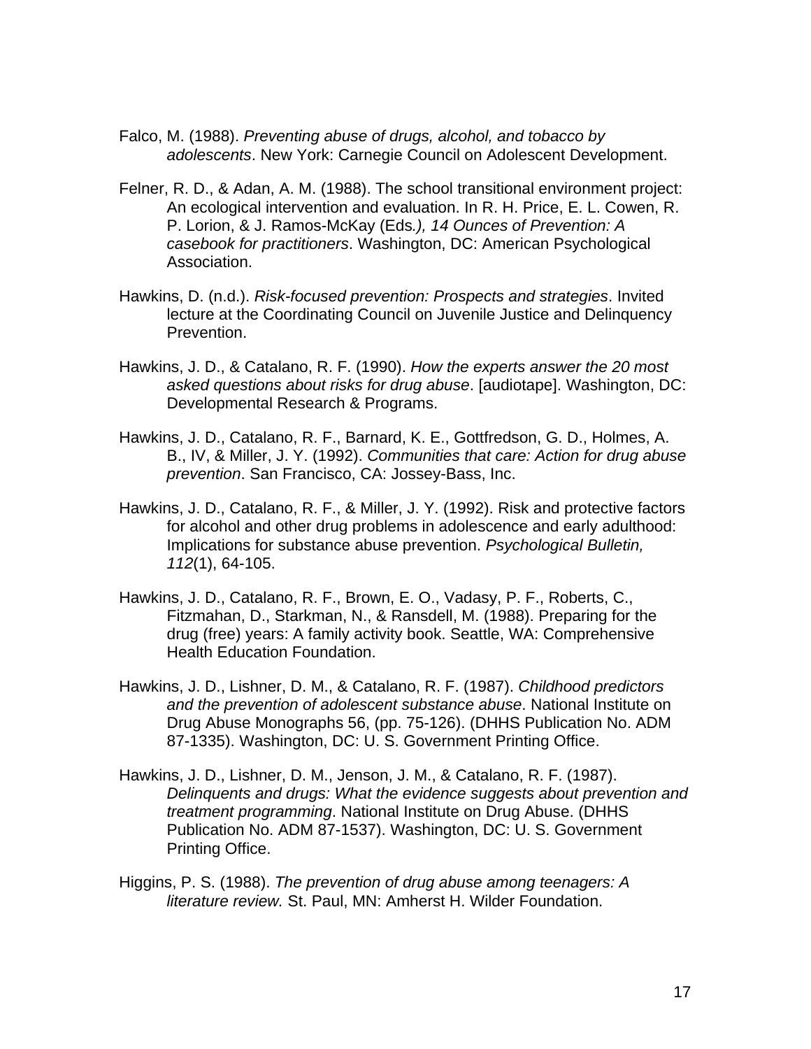Falco, M. (1988). *Preventing abuse of drugs, alcohol, and tobacco by adolescents*. New York: Carnegie Council on Adolescent Development.

Felner, R. D., & Adan, A. M. (1988). The school transitional environment project: An ecological intervention and evaluation. In R. H. Price, E. L. Cowen, R. P. Lorion, & J. Ramos-McKay (Eds*.), 14 Ounces of Prevention: A casebook for practitioners*. Washington, DC: American Psychological Association.

Hawkins, D. (n.d.). *Risk-focused prevention: Prospects and strategies*. Invited lecture at the Coordinating Council on Juvenile Justice and Delinquency Prevention.

Hawkins, J. D., & Catalano, R. F. (1990). *How the experts answer the 20 most asked questions about risks for drug abuse*. [audiotape]. Washington, DC: Developmental Research & Programs.

Hawkins, J. D., Catalano, R. F., Barnard, K. E., Gottfredson, G. D., Holmes, A. B., IV, & Miller, J. Y. (1992). *Communities that care: Action for drug abuse prevention*. San Francisco, CA: Jossey-Bass, Inc.

Hawkins, J. D., Catalano, R. F., & Miller, J. Y. (1992). Risk and protective factors for alcohol and other drug problems in adolescence and early adulthood: Implications for substance abuse prevention. *Psychological Bulletin, 112*(1), 64-105.

Hawkins, J. D., Catalano, R. F., Brown, E. O., Vadasy, P. F., Roberts, C., Fitzmahan, D., Starkman, N., & Ransdell, M. (1988). Preparing for the drug (free) years: A family activity book. Seattle, WA: Comprehensive Health Education Foundation.

Hawkins, J. D., Lishner, D. M., & Catalano, R. F. (1987). *Childhood predictors and the prevention of adolescent substance abuse*. National Institute on Drug Abuse Monographs 56, (pp. 75-126). (DHHS Publication No. ADM 87-1335). Washington, DC: U. S. Government Printing Office.

Hawkins, J. D., Lishner, D. M., Jenson, J. M., & Catalano, R. F. (1987). *Delinquents and drugs: What the evidence suggests about prevention and treatment programming*. National Institute on Drug Abuse. (DHHS Publication No. ADM 87-1537). Washington, DC: U. S. Government Printing Office.

Higgins, P. S. (1988). *The prevention of drug abuse among teenagers: A literature review.* St. Paul, MN: Amherst H. Wilder Foundation.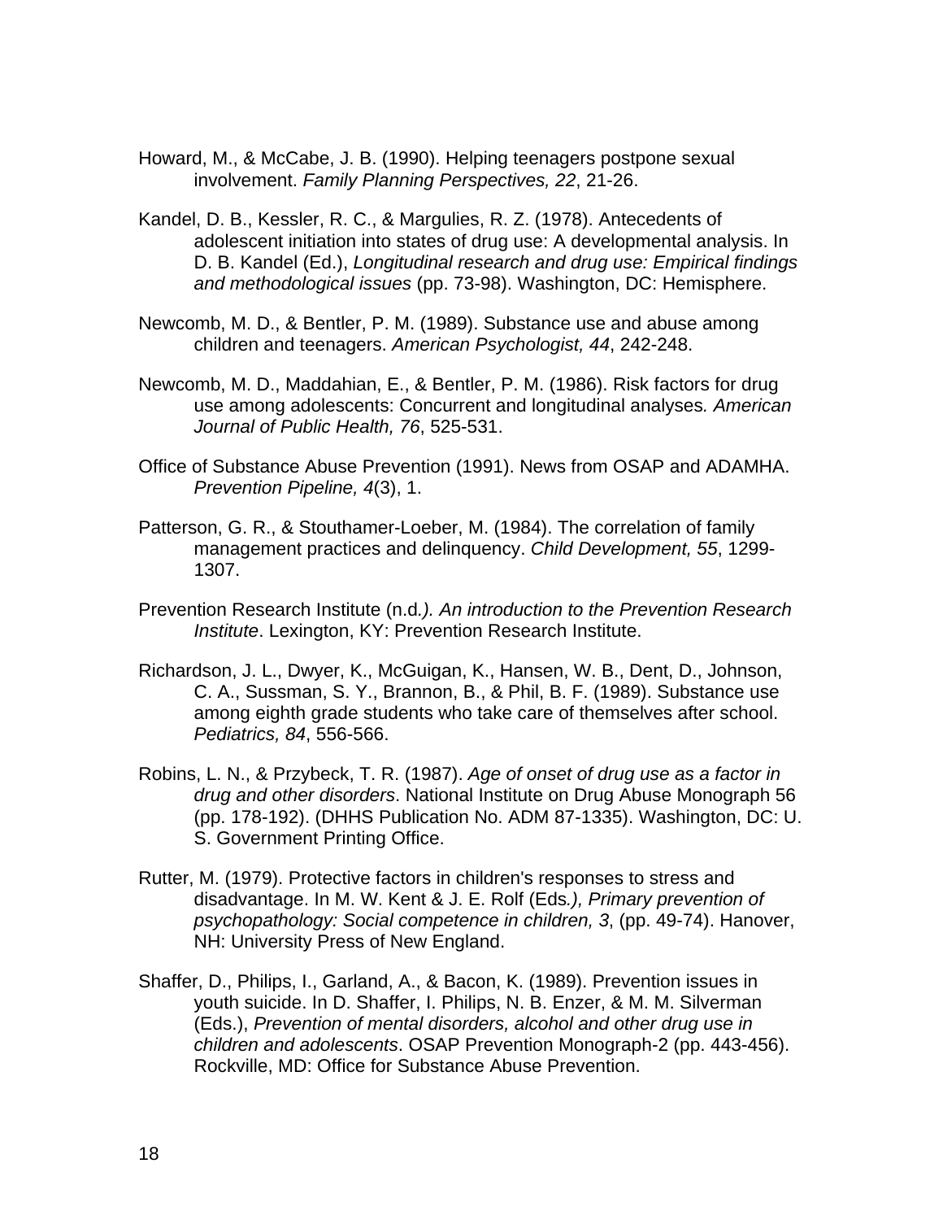Howard, M., & McCabe, J. B. (1990). Helping teenagers postpone sexual involvement. *Family Planning Perspectives, 22*, 21-26.

Kandel, D. B., Kessler, R. C., & Margulies, R. Z. (1978). Antecedents of adolescent initiation into states of drug use: A developmental analysis. In D. B. Kandel (Ed.), *Longitudinal research and drug use: Empirical findings and methodological issues* (pp. 73-98). Washington, DC: Hemisphere.

Newcomb, M. D., & Bentler, P. M. (1989). Substance use and abuse among children and teenagers. *American Psychologist, 44*, 242-248.

Newcomb, M. D., Maddahian, E., & Bentler, P. M. (1986). Risk factors for drug use among adolescents: Concurrent and longitudinal analyses*. American Journal of Public Health, 76*, 525-531.

Office of Substance Abuse Prevention (1991). News from OSAP and ADAMHA. *Prevention Pipeline, 4*(3), 1.

Patterson, G. R., & Stouthamer-Loeber, M. (1984). The correlation of family management practices and delinquency. *Child Development, 55*, 1299-1307.

Prevention Research Institute (n.d*.). An introduction to the Prevention Research Institute*. Lexington, KY: Prevention Research Institute.

Richardson, J. L., Dwyer, K., McGuigan, K., Hansen, W. B., Dent, D., Johnson, C. A., Sussman, S. Y., Brannon, B., & Phil, B. F. (1989). Substance use among eighth grade students who take care of themselves after school. *Pediatrics, 84*, 556-566.

Robins, L. N., & Przybeck, T. R. (1987). *Age of onset of drug use as a factor in drug and other disorders*. National Institute on Drug Abuse Monograph 56 (pp. 178-192). (DHHS Publication No. ADM 87-1335). Washington, DC: U. S. Government Printing Office.

Rutter, M. (1979). Protective factors in children's responses to stress and disadvantage. In M. W. Kent & J. E. Rolf (Eds*.), Primary prevention of psychopathology: Social competence in children, 3*, (pp. 49-74). Hanover, NH: University Press of New England.

Shaffer, D., Philips, I., Garland, A., & Bacon, K. (1989). Prevention issues in youth suicide. In D. Shaffer, I. Philips, N. B. Enzer, & M. M. Silverman (Eds.), *Prevention of mental disorders, alcohol and other drug use in children and adolescents*. OSAP Prevention Monograph-2 (pp. 443-456). Rockville, MD: Office for Substance Abuse Prevention.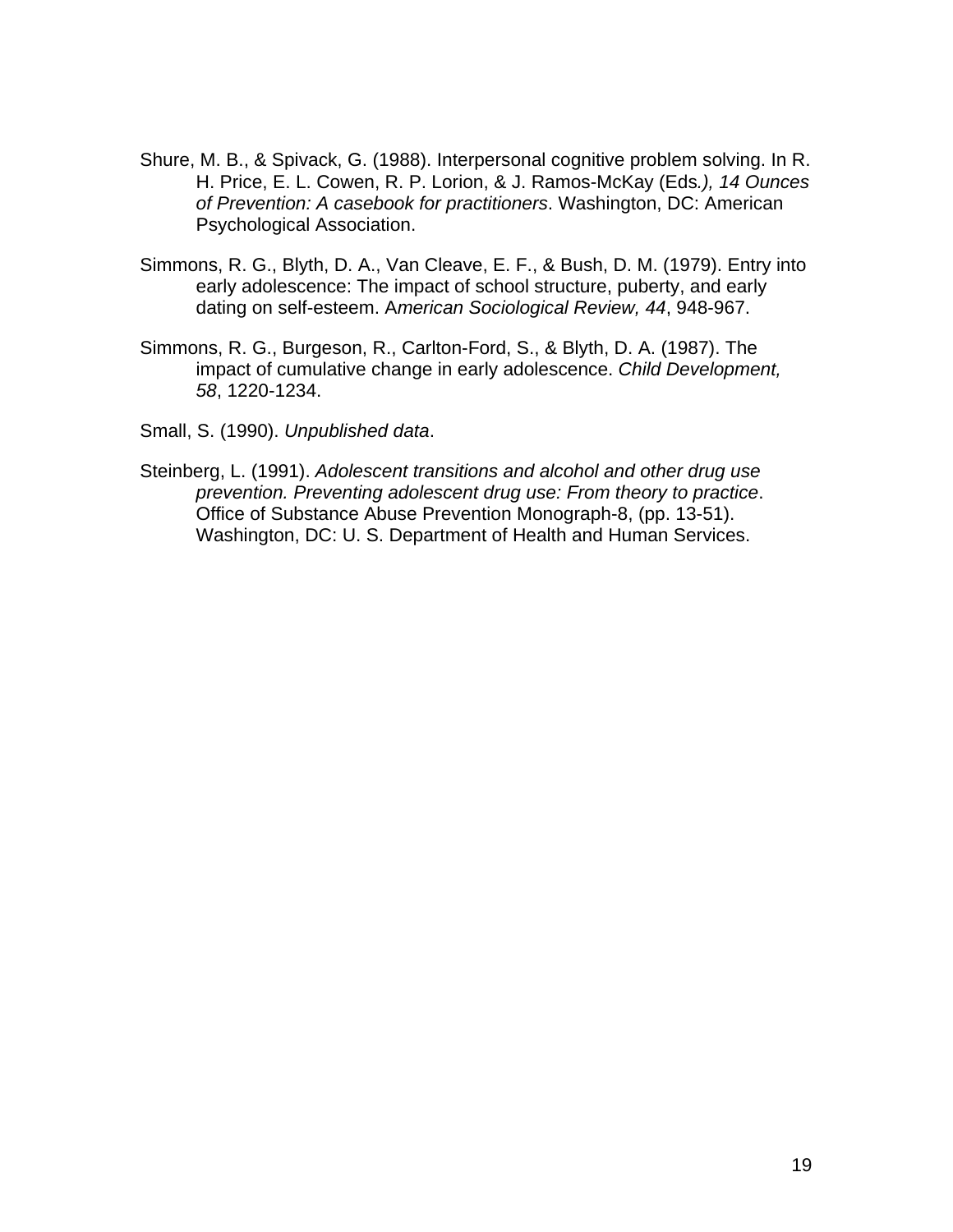Shure, M. B., & Spivack, G. (1988). Interpersonal cognitive problem solving. In R. H. Price, E. L. Cowen, R. P. Lorion, & J. Ramos-McKay (Eds*.), 14 Ounces of Prevention: A casebook for practitioners*. Washington, DC: American Psychological Association.

Simmons, R. G., Blyth, D. A., Van Cleave, E. F., & Bush, D. M. (1979). Entry into early adolescence: The impact of school structure, puberty, and early dating on self-esteem. A*merican Sociological Review, 44*, 948-967.

Simmons, R. G., Burgeson, R., Carlton-Ford, S., & Blyth, D. A. (1987). The impact of cumulative change in early adolescence. *Child Development, 58*, 1220-1234.

Small, S. (1990). *Unpublished data*.

Steinberg, L. (1991). *Adolescent transitions and alcohol and other drug use prevention. Preventing adolescent drug use: From theory to practice*. Office of Substance Abuse Prevention Monograph-8, (pp. 13-51). Washington, DC: U. S. Department of Health and Human Services.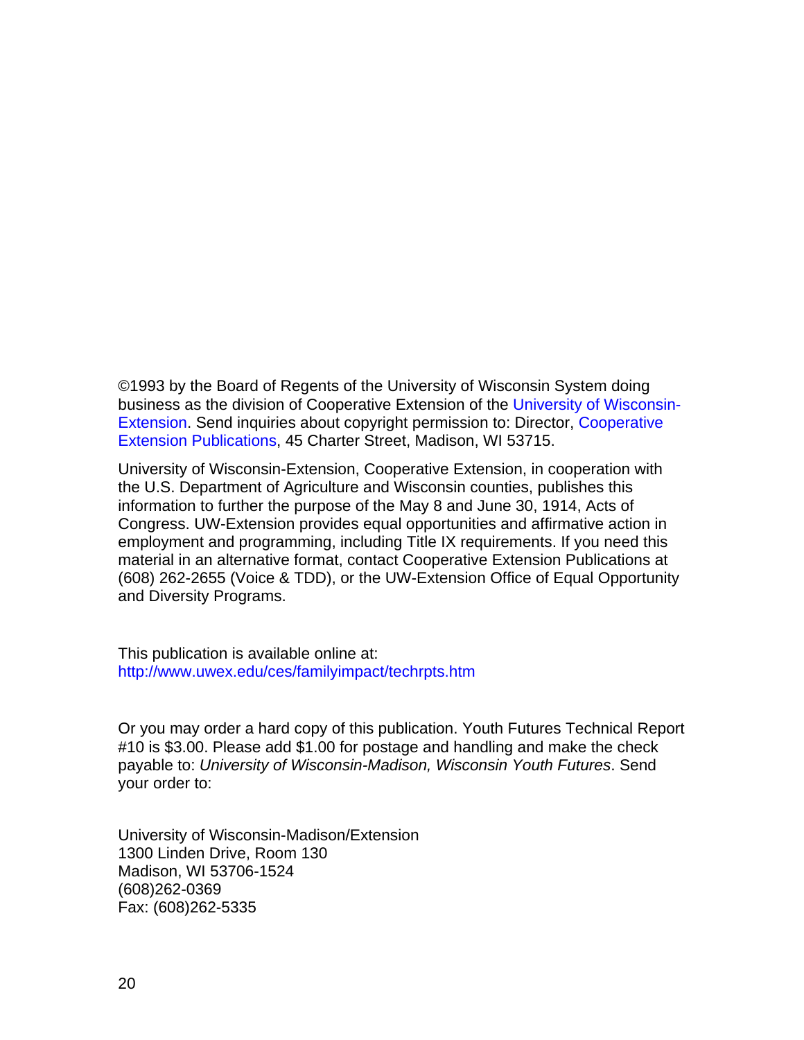©1993 by the Board of Regents of the University of Wisconsin System doing business as the division of Cooperative Extension of the University of Wisconsin-Extension. Send inquiries about copyright permission to: Director, Cooperative Extension Publications, 45 Charter Street, Madison, WI 53715.

University of Wisconsin-Extension, Cooperative Extension, in cooperation with the U.S. Department of Agriculture and Wisconsin counties, publishes this information to further the purpose of the May 8 and June 30, 1914, Acts of Congress. UW-Extension provides equal opportunities and affirmative action in employment and programming, including Title IX requirements. If you need this material in an alternative format, contact Cooperative Extension Publications at (608) 262-2655 (Voice & TDD), or the UW-Extension Office of Equal Opportunity and Diversity Programs.

This publication is available online at:
http://www.uwex.edu/ces/familyimpact/techrpts.htm

Or you may order a hard copy of this publication. Youth Futures Technical Report #10 is $3.00. Please add $1.00 for postage and handling and make the check payable to: *University of Wisconsin-Madison, Wisconsin Youth Futures*. Send your order to:

University of Wisconsin-Madison/Extension
1300 Linden Drive, Room 130
Madison, WI 53706-1524
(608)262-0369
Fax: (608)262-5335